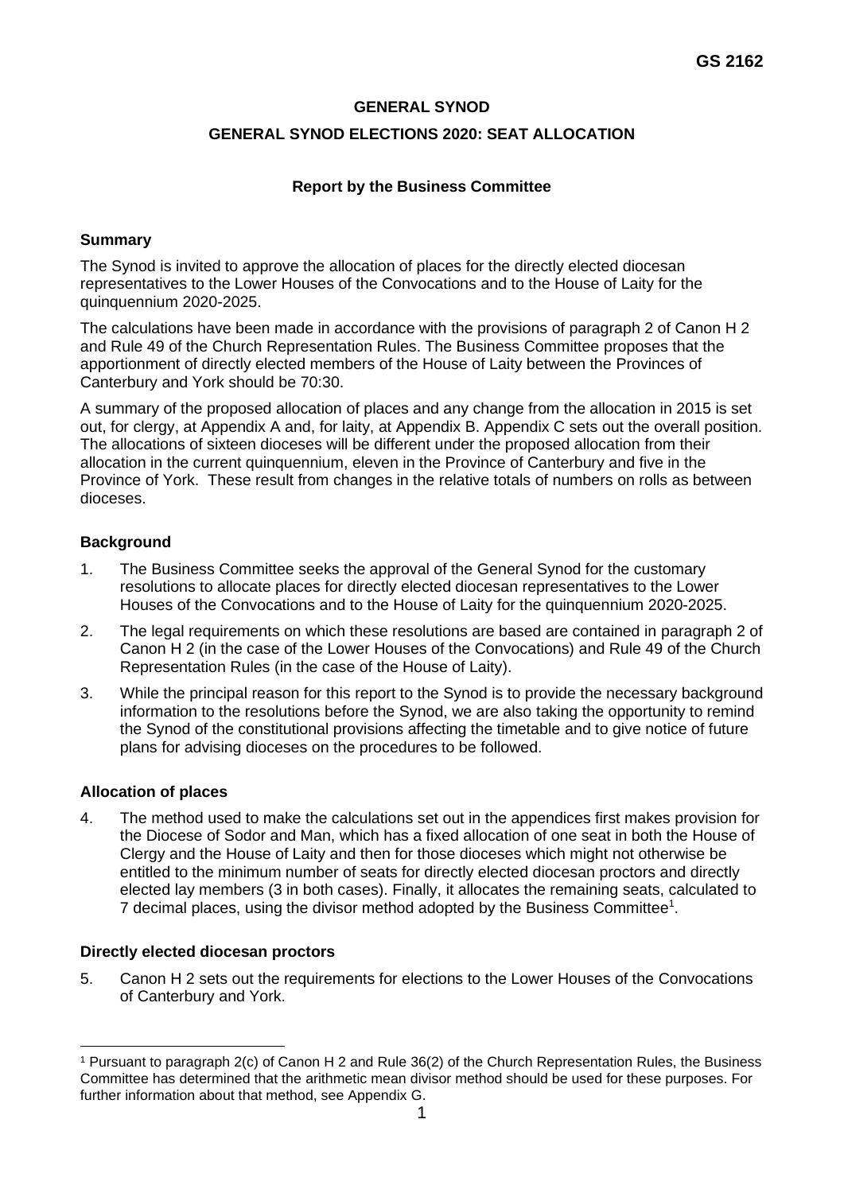**GS 2162**

**GENERAL SYNOD**

**GENERAL SYNOD ELECTIONS 2020: SEAT ALLOCATION**

**Report by the Business Committee**

### Summary

The Synod is invited to approve the allocation of places for the directly elected diocesan representatives to the Lower Houses of the Convocations and to the House of Laity for the quinquennium 2020-2025.

The calculations have been made in accordance with the provisions of paragraph 2 of Canon H 2 and Rule 49 of the Church Representation Rules. The Business Committee proposes that the apportionment of directly elected members of the House of Laity between the Provinces of Canterbury and York should be 70:30.

A summary of the proposed allocation of places and any change from the allocation in 2015 is set out, for clergy, at Appendix A and, for laity, at Appendix B. Appendix C sets out the overall position. The allocations of sixteen dioceses will be different under the proposed allocation from their allocation in the current quinquennium, eleven in the Province of Canterbury and five in the Province of York. These result from changes in the relative totals of numbers on rolls as between dioceses.

### Background

1. The Business Committee seeks the approval of the General Synod for the customary resolutions to allocate places for directly elected diocesan representatives to the Lower Houses of the Convocations and to the House of Laity for the quinquennium 2020-2025.
2. The legal requirements on which these resolutions are based are contained in paragraph 2 of Canon H 2 (in the case of the Lower Houses of the Convocations) and Rule 49 of the Church Representation Rules (in the case of the House of Laity).
3. While the principal reason for this report to the Synod is to provide the necessary background information to the resolutions before the Synod, we are also taking the opportunity to remind the Synod of the constitutional provisions affecting the timetable and to give notice of future plans for advising dioceses on the procedures to be followed.

### Allocation of places

4. The method used to make the calculations set out in the appendices first makes provision for the Diocese of Sodor and Man, which has a fixed allocation of one seat in both the House of Clergy and the House of Laity and then for those dioceses which might not otherwise be entitled to the minimum number of seats for directly elected diocesan proctors and directly elected lay members (3 in both cases). Finally, it allocates the remaining seats, calculated to 7 decimal places, using the divisor method adopted by the Business Committee[1].

### Directly elected diocesan proctors

5. Canon H 2 sets out the requirements for elections to the Lower Houses of the Convocations of Canterbury and York.

[1] Pursuant to paragraph 2(c) of Canon H 2 and Rule 36(2) of the Church Representation Rules, the Business Committee has determined that the arithmetic mean divisor method should be used for these purposes. For further information about that method, see Appendix G.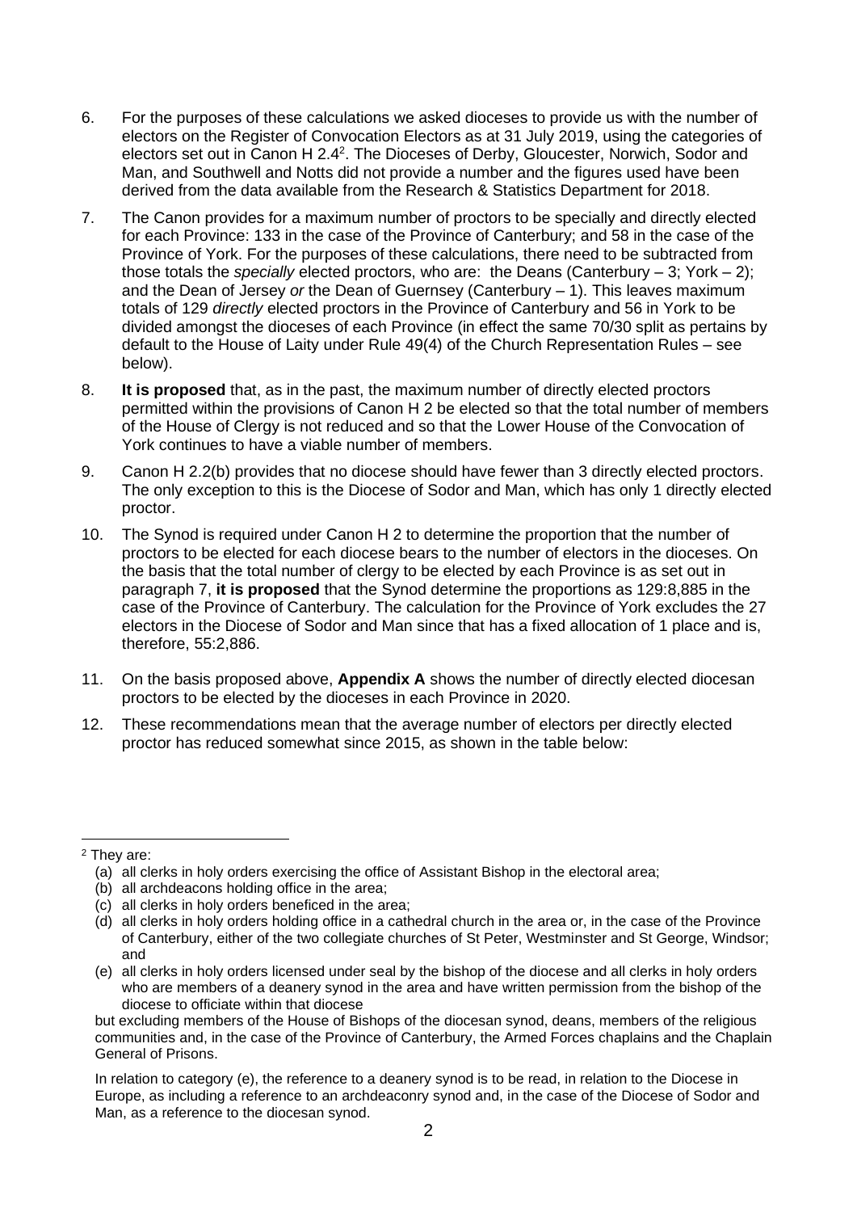6. For the purposes of these calculations we asked dioceses to provide us with the number of electors on the Register of Convocation Electors as at 31 July 2019, using the categories of electors set out in Canon H 2.4[2]. The Dioceses of Derby, Gloucester, Norwich, Sodor and Man, and Southwell and Notts did not provide a number and the figures used have been derived from the data available from the Research & Statistics Department for 2018.

7. The Canon provides for a maximum number of proctors to be specially and directly elected for each Province: 133 in the case of the Province of Canterbury; and 58 in the case of the Province of York. For the purposes of these calculations, there need to be subtracted from those totals the *specially* elected proctors, who are: the Deans (Canterbury – 3; York – 2); and the Dean of Jersey *or* the Dean of Guernsey (Canterbury – 1). This leaves maximum totals of 129 *directly* elected proctors in the Province of Canterbury and 56 in York to be divided amongst the dioceses of each Province (in effect the same 70/30 split as pertains by default to the House of Laity under Rule 49(4) of the Church Representation Rules – see below).

8. **It is proposed** that, as in the past, the maximum number of directly elected proctors permitted within the provisions of Canon H 2 be elected so that the total number of members of the House of Clergy is not reduced and so that the Lower House of the Convocation of York continues to have a viable number of members.

9. Canon H 2.2(b) provides that no diocese should have fewer than 3 directly elected proctors. The only exception to this is the Diocese of Sodor and Man, which has only 1 directly elected proctor.

10. The Synod is required under Canon H 2 to determine the proportion that the number of proctors to be elected for each diocese bears to the number of electors in the dioceses. On the basis that the total number of clergy to be elected by each Province is as set out in paragraph 7, **it is proposed** that the Synod determine the proportions as 129:8,885 in the case of the Province of Canterbury. The calculation for the Province of York excludes the 27 electors in the Diocese of Sodor and Man since that has a fixed allocation of 1 place and is, therefore, 55:2,886.

11. On the basis proposed above, **Appendix A** shows the number of directly elected diocesan proctors to be elected by the dioceses in each Province in 2020.

12. These recommendations mean that the average number of electors per directly elected proctor has reduced somewhat since 2015, as shown in the table below:

---

[2] They are:

(a) all clerks in holy orders exercising the office of Assistant Bishop in the electoral area;
(b) all archdeacons holding office in the area;
(c) all clerks in holy orders beneficed in the area;
(d) all clerks in holy orders holding office in a cathedral church in the area or, in the case of the Province of Canterbury, either of the two collegiate churches of St Peter, Westminster and St George, Windsor; and
(e) all clerks in holy orders licensed under seal by the bishop of the diocese and all clerks in holy orders who are members of a deanery synod in the area and have written permission from the bishop of the diocese to officiate within that diocese

but excluding members of the House of Bishops of the diocesan synod, deans, members of the religious communities and, in the case of the Province of Canterbury, the Armed Forces chaplains and the Chaplain General of Prisons.

In relation to category (e), the reference to a deanery synod is to be read, in relation to the Diocese in Europe, as including a reference to an archdeaconry synod and, in the case of the Diocese of Sodor and Man, as a reference to the diocesan synod.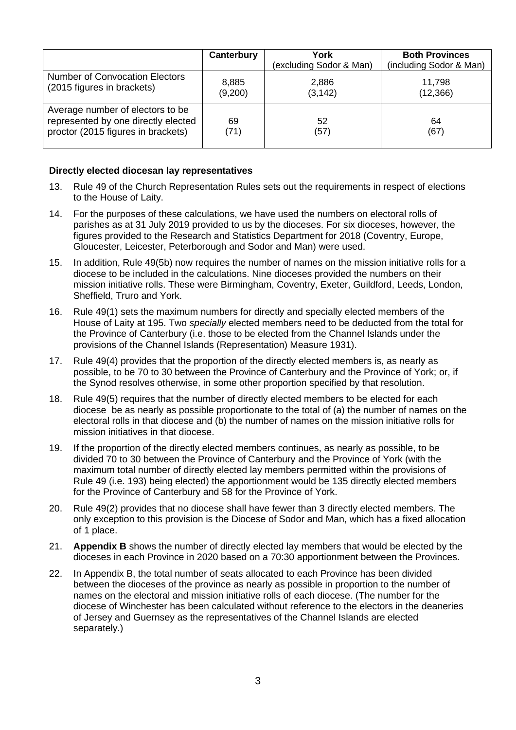| | **Canterbury** | **York** (excluding Sodor & Man) | **Both Provinces** (including Sodor & Man) |
|---|---|---|---|
| Number of Convocation Electors (2015 figures in brackets) | 8,885 (9,200) | 2,886 (3,142) | 11,798 (12,366) |
| Average number of electors to be represented by one directly elected proctor (2015 figures in brackets) | 69 (71) | 52 (57) | 64 (67) |

**Directly elected diocesan lay representatives**

13. Rule 49 of the Church Representation Rules sets out the requirements in respect of elections to the House of Laity.

14. For the purposes of these calculations, we have used the numbers on electoral rolls of parishes as at 31 July 2019 provided to us by the dioceses. For six dioceses, however, the figures provided to the Research and Statistics Department for 2018 (Coventry, Europe, Gloucester, Leicester, Peterborough and Sodor and Man) were used.

15. In addition, Rule 49(5b) now requires the number of names on the mission initiative rolls for a diocese to be included in the calculations. Nine dioceses provided the numbers on their mission initiative rolls. These were Birmingham, Coventry, Exeter, Guildford, Leeds, London, Sheffield, Truro and York.

16. Rule 49(1) sets the maximum numbers for directly and specially elected members of the House of Laity at 195. Two *specially* elected members need to be deducted from the total for the Province of Canterbury (i.e. those to be elected from the Channel Islands under the provisions of the Channel Islands (Representation) Measure 1931).

17. Rule 49(4) provides that the proportion of the directly elected members is, as nearly as possible, to be 70 to 30 between the Province of Canterbury and the Province of York; or, if the Synod resolves otherwise, in some other proportion specified by that resolution.

18. Rule 49(5) requires that the number of directly elected members to be elected for each diocese be as nearly as possible proportionate to the total of (a) the number of names on the electoral rolls in that diocese and (b) the number of names on the mission initiative rolls for mission initiatives in that diocese.

19. If the proportion of the directly elected members continues, as nearly as possible, to be divided 70 to 30 between the Province of Canterbury and the Province of York (with the maximum total number of directly elected lay members permitted within the provisions of Rule 49 (i.e. 193) being elected) the apportionment would be 135 directly elected members for the Province of Canterbury and 58 for the Province of York.

20. Rule 49(2) provides that no diocese shall have fewer than 3 directly elected members. The only exception to this provision is the Diocese of Sodor and Man, which has a fixed allocation of 1 place.

21. **Appendix B** shows the number of directly elected lay members that would be elected by the dioceses in each Province in 2020 based on a 70:30 apportionment between the Provinces.

22. In Appendix B, the total number of seats allocated to each Province has been divided between the dioceses of the province as nearly as possible in proportion to the number of names on the electoral and mission initiative rolls of each diocese. (The number for the diocese of Winchester has been calculated without reference to the electors in the deaneries of Jersey and Guernsey as the representatives of the Channel Islands are elected separately.)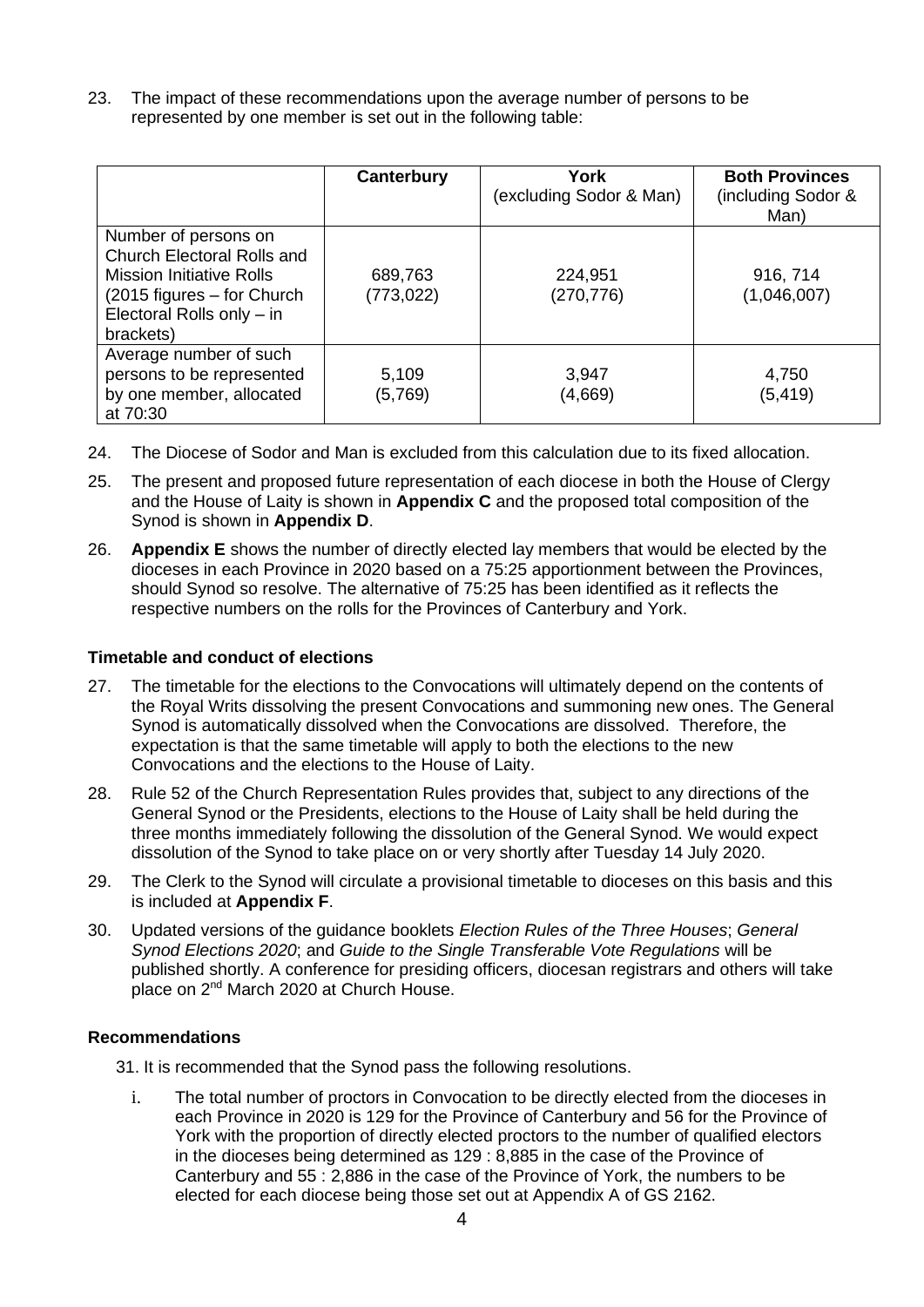23. The impact of these recommendations upon the average number of persons to be represented by one member is set out in the following table:

| | **Canterbury** | **York** (excluding Sodor & Man) | **Both Provinces** (including Sodor & Man) |
|---|---|---|---|
| Number of persons on Church Electoral Rolls and Mission Initiative Rolls (2015 figures – for Church Electoral Rolls only – in brackets) | 689,763 (773,022) | 224,951 (270,776) | 916, 714 (1,046,007) |
| Average number of such persons to be represented by one member, allocated at 70:30 | 5,109 (5,769) | 3,947 (4,669) | 4,750 (5,419) |

24. The Diocese of Sodor and Man is excluded from this calculation due to its fixed allocation.

25. The present and proposed future representation of each diocese in both the House of Clergy and the House of Laity is shown in **Appendix C** and the proposed total composition of the Synod is shown in **Appendix D**.

26. **Appendix E** shows the number of directly elected lay members that would be elected by the dioceses in each Province in 2020 based on a 75:25 apportionment between the Provinces, should Synod so resolve. The alternative of 75:25 has been identified as it reflects the respective numbers on the rolls for the Provinces of Canterbury and York.

### Timetable and conduct of elections

27. The timetable for the elections to the Convocations will ultimately depend on the contents of the Royal Writs dissolving the present Convocations and summoning new ones. The General Synod is automatically dissolved when the Convocations are dissolved. Therefore, the expectation is that the same timetable will apply to both the elections to the new Convocations and the elections to the House of Laity.

28. Rule 52 of the Church Representation Rules provides that, subject to any directions of the General Synod or the Presidents, elections to the House of Laity shall be held during the three months immediately following the dissolution of the General Synod. We would expect dissolution of the Synod to take place on or very shortly after Tuesday 14 July 2020.

29. The Clerk to the Synod will circulate a provisional timetable to dioceses on this basis and this is included at **Appendix F**.

30. Updated versions of the guidance booklets *Election Rules of the Three Houses*; *General Synod Elections 2020*; and *Guide to the Single Transferable Vote Regulations* will be published shortly. A conference for presiding officers, diocesan registrars and others will take place on 2nd March 2020 at Church House.

### Recommendations

31. It is recommended that the Synod pass the following resolutions.

i. The total number of proctors in Convocation to be directly elected from the dioceses in each Province in 2020 is 129 for the Province of Canterbury and 56 for the Province of York with the proportion of directly elected proctors to the number of qualified electors in the dioceses being determined as 129 : 8,885 in the case of the Province of Canterbury and 55 : 2,886 in the case of the Province of York, the numbers to be elected for each diocese being those set out at Appendix A of GS 2162.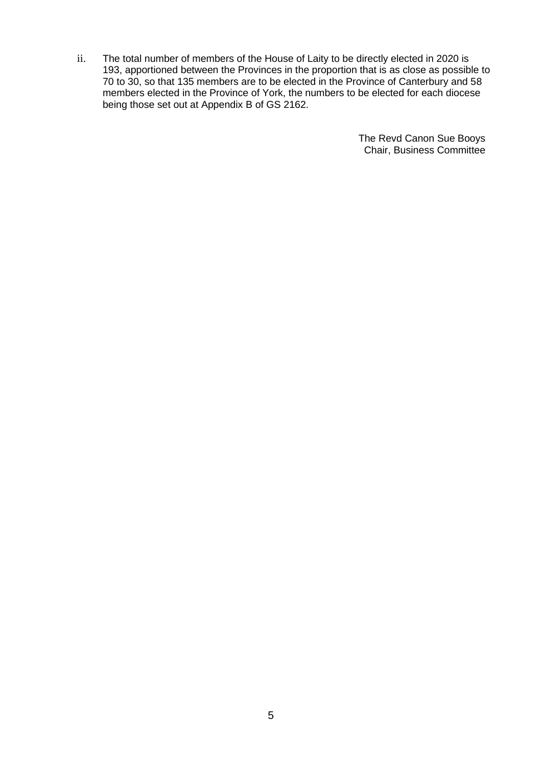ii. The total number of members of the House of Laity to be directly elected in 2020 is 193, apportioned between the Provinces in the proportion that is as close as possible to 70 to 30, so that 135 members are to be elected in the Province of Canterbury and 58 members elected in the Province of York, the numbers to be elected for each diocese being those set out at Appendix B of GS 2162.

The Revd Canon Sue Booys
Chair, Business Committee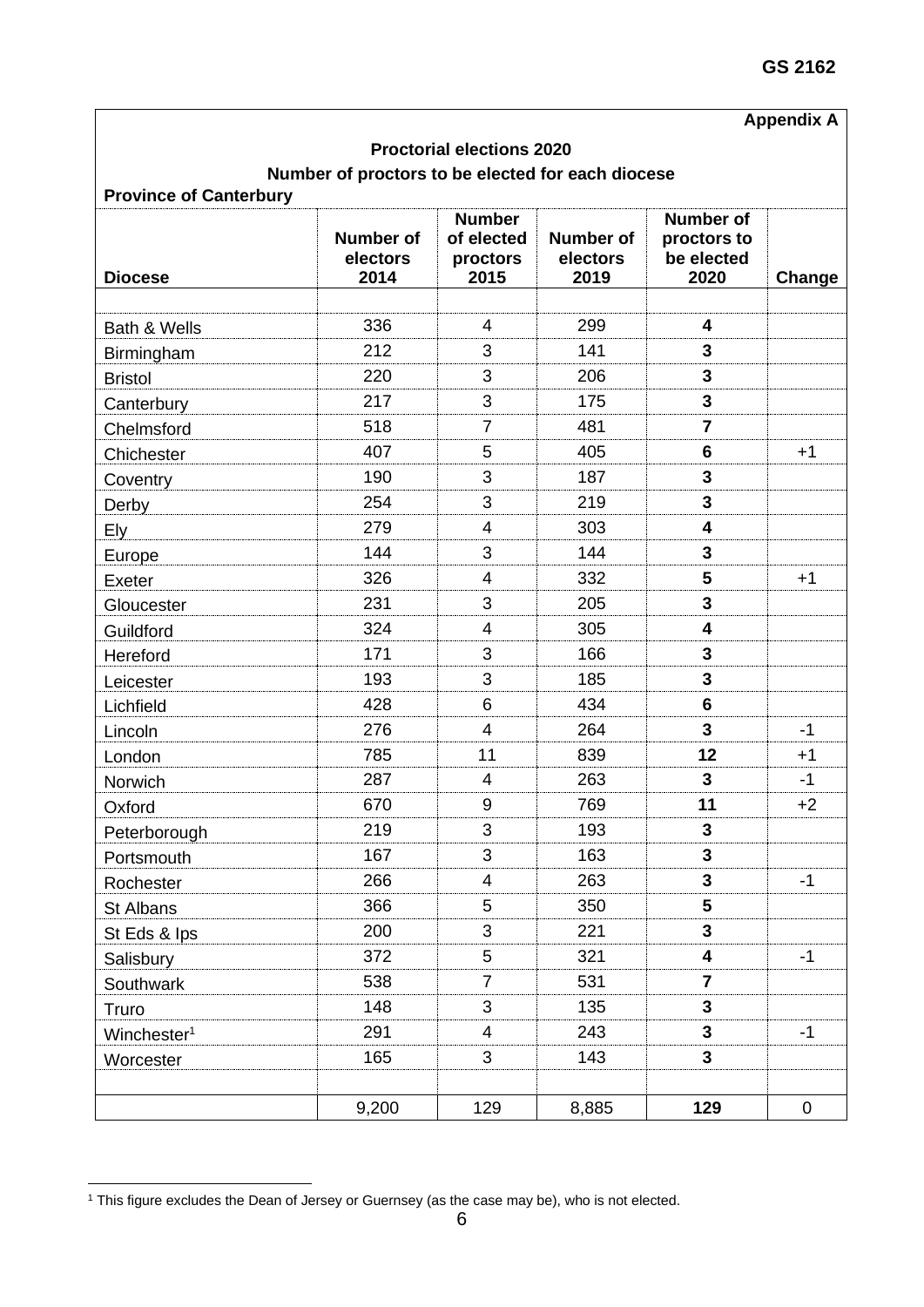**Appendix A**

**Proctorial elections 2020**

**Number of proctors to be elected for each diocese**

**Province of Canterbury**

| Diocese | Number of electors 2014 | Number of elected proctors 2015 | Number of electors 2019 | Number of proctors to be elected 2020 | Change |
|---|---|---|---|---|---|
| Bath & Wells | 336 | 4 | 299 | **4** | |
| Birmingham | 212 | 3 | 141 | **3** | |
| Bristol | 220 | 3 | 206 | **3** | |
| Canterbury | 217 | 3 | 175 | **3** | |
| Chelmsford | 518 | 7 | 481 | **7** | |
| Chichester | 407 | 5 | 405 | **6** | +1 |
| Coventry | 190 | 3 | 187 | **3** | |
| Derby | 254 | 3 | 219 | **3** | |
| Ely | 279 | 4 | 303 | **4** | |
| Europe | 144 | 3 | 144 | **3** | |
| Exeter | 326 | 4 | 332 | **5** | +1 |
| Gloucester | 231 | 3 | 205 | **3** | |
| Guildford | 324 | 4 | 305 | **4** | |
| Hereford | 171 | 3 | 166 | **3** | |
| Leicester | 193 | 3 | 185 | **3** | |
| Lichfield | 428 | 6 | 434 | **6** | |
| Lincoln | 276 | 4 | 264 | **3** | -1 |
| London | 785 | 11 | 839 | **12** | +1 |
| Norwich | 287 | 4 | 263 | **3** | -1 |
| Oxford | 670 | 9 | 769 | **11** | +2 |
| Peterborough | 219 | 3 | 193 | **3** | |
| Portsmouth | 167 | 3 | 163 | **3** | |
| Rochester | 266 | 4 | 263 | **3** | -1 |
| St Albans | 366 | 5 | 350 | **5** | |
| St Eds & Ips | 200 | 3 | 221 | **3** | |
| Salisbury | 372 | 5 | 321 | **4** | -1 |
| Southwark | 538 | 7 | 531 | **7** | |
| Truro | 148 | 3 | 135 | **3** | |
| Winchester[1] | 291 | 4 | 243 | **3** | -1 |
| Worcester | 165 | 3 | 143 | **3** | |
| | 9,200 | 129 | 8,885 | **129** | 0 |

[1] This figure excludes the Dean of Jersey or Guernsey (as the case may be), who is not elected.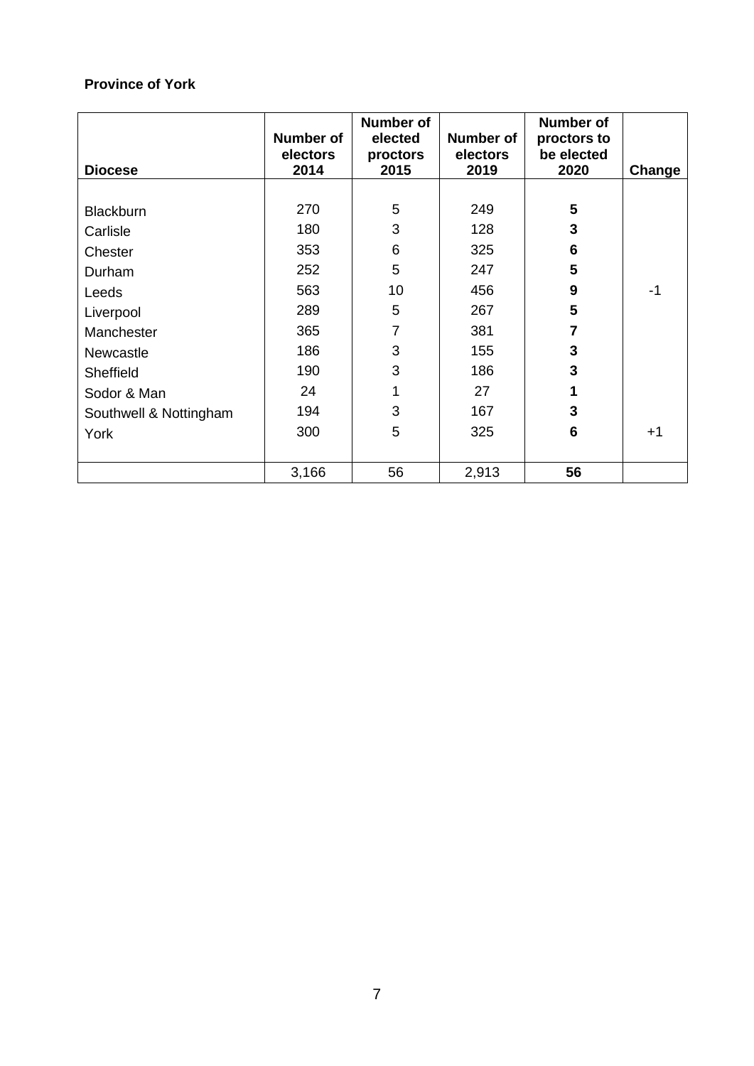**Province of York**

| Diocese | Number of electors 2014 | Number of elected proctors 2015 | Number of electors 2019 | Number of proctors to be elected 2020 | Change |
|---|---|---|---|---|---|
| Blackburn | 270 | 5 | 249 | **5** | |
| Carlisle | 180 | 3 | 128 | **3** | |
| Chester | 353 | 6 | 325 | **6** | |
| Durham | 252 | 5 | 247 | **5** | |
| Leeds | 563 | 10 | 456 | **9** | -1 |
| Liverpool | 289 | 5 | 267 | **5** | |
| Manchester | 365 | 7 | 381 | **7** | |
| Newcastle | 186 | 3 | 155 | **3** | |
| Sheffield | 190 | 3 | 186 | **3** | |
| Sodor & Man | 24 | 1 | 27 | **1** | |
| Southwell & Nottingham | 194 | 3 | 167 | **3** | |
| York | 300 | 5 | 325 | **6** | +1 |
| | 3,166 | 56 | 2,913 | **56** | |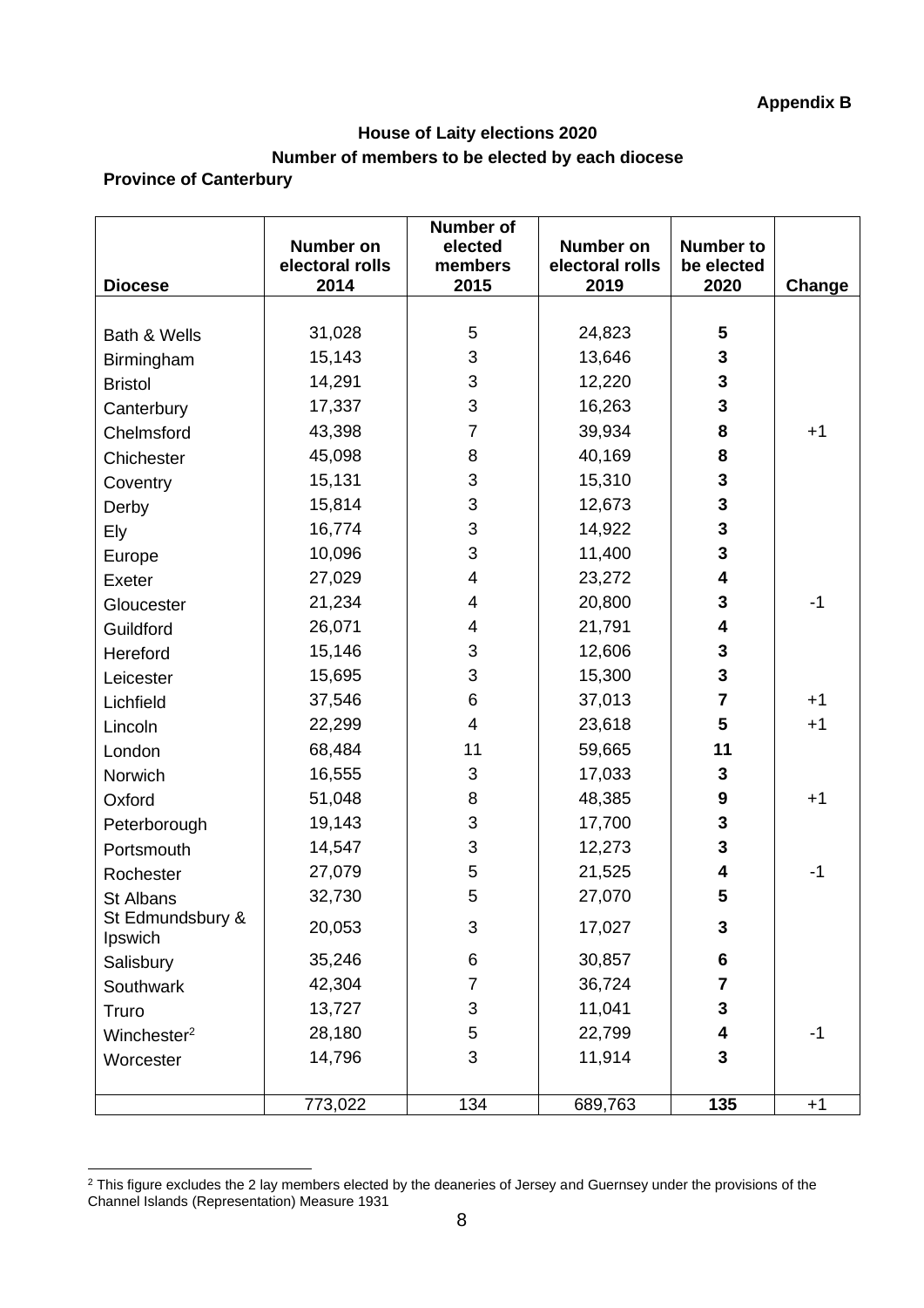**Appendix B**

## House of Laity elections 2020

## Number of members to be elected by each diocese

### Province of Canterbury

| Diocese | Number on electoral rolls 2014 | Number of elected members 2015 | Number on electoral rolls 2019 | Number to be elected 2020 | Change |
|---|---|---|---|---|---|
| Bath & Wells | 31,028 | 5 | 24,823 | **5** | |
| Birmingham | 15,143 | 3 | 13,646 | **3** | |
| Bristol | 14,291 | 3 | 12,220 | **3** | |
| Canterbury | 17,337 | 3 | 16,263 | **3** | |
| Chelmsford | 43,398 | 7 | 39,934 | **8** | +1 |
| Chichester | 45,098 | 8 | 40,169 | **8** | |
| Coventry | 15,131 | 3 | 15,310 | **3** | |
| Derby | 15,814 | 3 | 12,673 | **3** | |
| Ely | 16,774 | 3 | 14,922 | **3** | |
| Europe | 10,096 | 3 | 11,400 | **3** | |
| Exeter | 27,029 | 4 | 23,272 | **4** | |
| Gloucester | 21,234 | 4 | 20,800 | **3** | -1 |
| Guildford | 26,071 | 4 | 21,791 | **4** | |
| Hereford | 15,146 | 3 | 12,606 | **3** | |
| Leicester | 15,695 | 3 | 15,300 | **3** | |
| Lichfield | 37,546 | 6 | 37,013 | **7** | +1 |
| Lincoln | 22,299 | 4 | 23,618 | **5** | +1 |
| London | 68,484 | 11 | 59,665 | **11** | |
| Norwich | 16,555 | 3 | 17,033 | **3** | |
| Oxford | 51,048 | 8 | 48,385 | **9** | +1 |
| Peterborough | 19,143 | 3 | 17,700 | **3** | |
| Portsmouth | 14,547 | 3 | 12,273 | **3** | |
| Rochester | 27,079 | 5 | 21,525 | **4** | -1 |
| St Albans | 32,730 | 5 | 27,070 | **5** | |
| St Edmundsbury & Ipswich | 20,053 | 3 | 17,027 | **3** | |
| Salisbury | 35,246 | 6 | 30,857 | **6** | |
| Southwark | 42,304 | 7 | 36,724 | **7** | |
| Truro | 13,727 | 3 | 11,041 | **3** | |
| Winchester[2] | 28,180 | 5 | 22,799 | **4** | -1 |
| Worcester | 14,796 | 3 | 11,914 | **3** | |
| | 773,022 | 134 | 689,763 | **135** | +1 |

[2] This figure excludes the 2 lay members elected by the deaneries of Jersey and Guernsey under the provisions of the Channel Islands (Representation) Measure 1931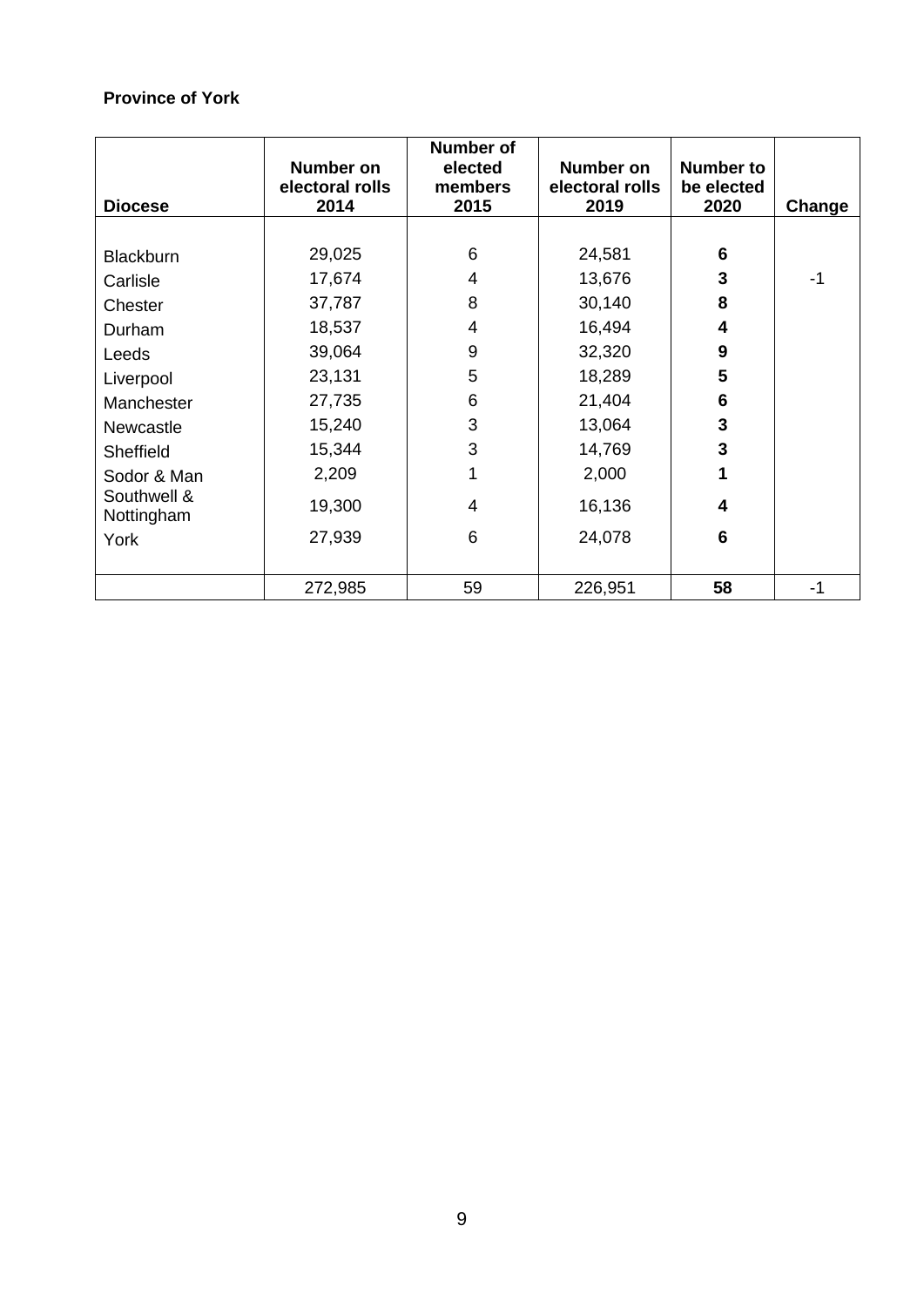**Province of York**

| Diocese | Number on electoral rolls 2014 | Number of elected members 2015 | Number on electoral rolls 2019 | Number to be elected 2020 | Change |
|---|---|---|---|---|---|
| Blackburn | 29,025 | 6 | 24,581 | **6** | |
| Carlisle | 17,674 | 4 | 13,676 | **3** | -1 |
| Chester | 37,787 | 8 | 30,140 | **8** | |
| Durham | 18,537 | 4 | 16,494 | **4** | |
| Leeds | 39,064 | 9 | 32,320 | **9** | |
| Liverpool | 23,131 | 5 | 18,289 | **5** | |
| Manchester | 27,735 | 6 | 21,404 | **6** | |
| Newcastle | 15,240 | 3 | 13,064 | **3** | |
| Sheffield | 15,344 | 3 | 14,769 | **3** | |
| Sodor & Man | 2,209 | 1 | 2,000 | **1** | |
| Southwell & Nottingham | 19,300 | 4 | 16,136 | **4** | |
| York | 27,939 | 6 | 24,078 | **6** | |
| | 272,985 | 59 | 226,951 | **58** | -1 |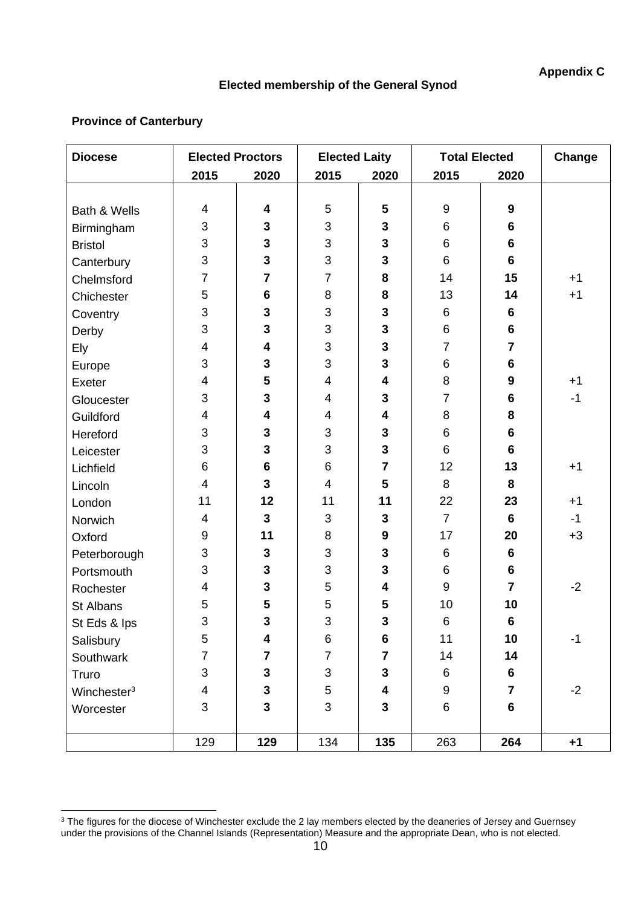**Appendix C**

## Elected membership of the General Synod

### Province of Canterbury

| Diocese | Elected Proctors | | Elected Laity | | Total Elected | | Change |
|---|---|---|---|---|---|---|---|
| | 2015 | 2020 | 2015 | 2020 | 2015 | 2020 | |
| Bath & Wells | 4 | **4** | 5 | **5** | 9 | **9** | |
| Birmingham | 3 | **3** | 3 | **3** | 6 | **6** | |
| Bristol | 3 | **3** | 3 | **3** | 6 | **6** | |
| Canterbury | 3 | **3** | 3 | **3** | 6 | **6** | |
| Chelmsford | 7 | **7** | 7 | **8** | 14 | **15** | +1 |
| Chichester | 5 | **6** | 8 | **8** | 13 | **14** | +1 |
| Coventry | 3 | **3** | 3 | **3** | 6 | **6** | |
| Derby | 3 | **3** | 3 | **3** | 6 | **6** | |
| Ely | 4 | **4** | 3 | **3** | 7 | **7** | |
| Europe | 3 | **3** | 3 | **3** | 6 | **6** | |
| Exeter | 4 | **5** | 4 | **4** | 8 | **9** | +1 |
| Gloucester | 3 | **3** | 4 | **3** | 7 | **6** | -1 |
| Guildford | 4 | **4** | 4 | **4** | 8 | **8** | |
| Hereford | 3 | **3** | 3 | **3** | 6 | **6** | |
| Leicester | 3 | **3** | 3 | **3** | 6 | **6** | |
| Lichfield | 6 | **6** | 6 | **7** | 12 | **13** | +1 |
| Lincoln | 4 | **3** | 4 | **5** | 8 | **8** | |
| London | 11 | **12** | 11 | **11** | 22 | **23** | +1 |
| Norwich | 4 | **3** | 3 | **3** | 7 | **6** | -1 |
| Oxford | 9 | **11** | 8 | **9** | 17 | **20** | +3 |
| Peterborough | 3 | **3** | 3 | **3** | 6 | **6** | |
| Portsmouth | 3 | **3** | 3 | **3** | 6 | **6** | |
| Rochester | 4 | **3** | 5 | **4** | 9 | **7** | -2 |
| St Albans | 5 | **5** | 5 | **5** | 10 | **10** | |
| St Eds & Ips | 3 | **3** | 3 | **3** | 6 | **6** | |
| Salisbury | 5 | **4** | 6 | **6** | 11 | **10** | -1 |
| Southwark | 7 | **7** | 7 | **7** | 14 | **14** | |
| Truro | 3 | **3** | 3 | **3** | 6 | **6** | |
| Winchester[3] | 4 | **3** | 5 | **4** | 9 | **7** | -2 |
| Worcester | 3 | **3** | 3 | **3** | 6 | **6** | |
| | 129 | **129** | 134 | **135** | 263 | **264** | **+1** |

[3] The figures for the diocese of Winchester exclude the 2 lay members elected by the deaneries of Jersey and Guernsey under the provisions of the Channel Islands (Representation) Measure and the appropriate Dean, who is not elected.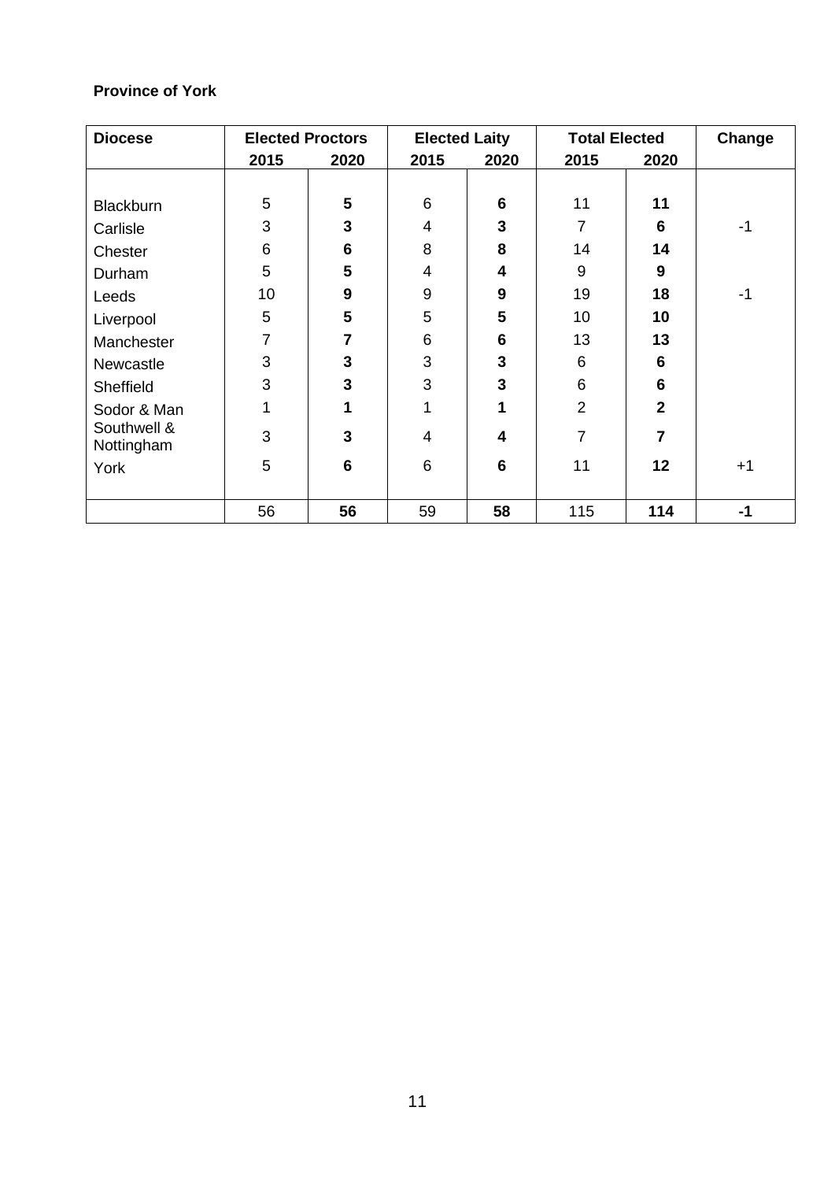**Province of York**

| Diocese | Elected Proctors | | Elected Laity | | Total Elected | | Change |
|---|---|---|---|---|---|---|---|
| | 2015 | 2020 | 2015 | 2020 | 2015 | 2020 | |
| Blackburn | 5 | **5** | 6 | **6** | 11 | **11** | |
| Carlisle | 3 | **3** | 4 | **3** | 7 | **6** | -1 |
| Chester | 6 | **6** | 8 | **8** | 14 | **14** | |
| Durham | 5 | **5** | 4 | **4** | 9 | **9** | |
| Leeds | 10 | **9** | 9 | **9** | 19 | **18** | -1 |
| Liverpool | 5 | **5** | 5 | **5** | 10 | **10** | |
| Manchester | 7 | **7** | 6 | **6** | 13 | **13** | |
| Newcastle | 3 | **3** | 3 | **3** | 6 | **6** | |
| Sheffield | 3 | **3** | 3 | **3** | 6 | **6** | |
| Sodor & Man | 1 | **1** | 1 | **1** | 2 | **2** | |
| Southwell & Nottingham | 3 | **3** | 4 | **4** | 7 | **7** | |
| York | 5 | **6** | 6 | **6** | 11 | **12** | +1 |
| | 56 | **56** | 59 | **58** | 115 | **114** | **-1** |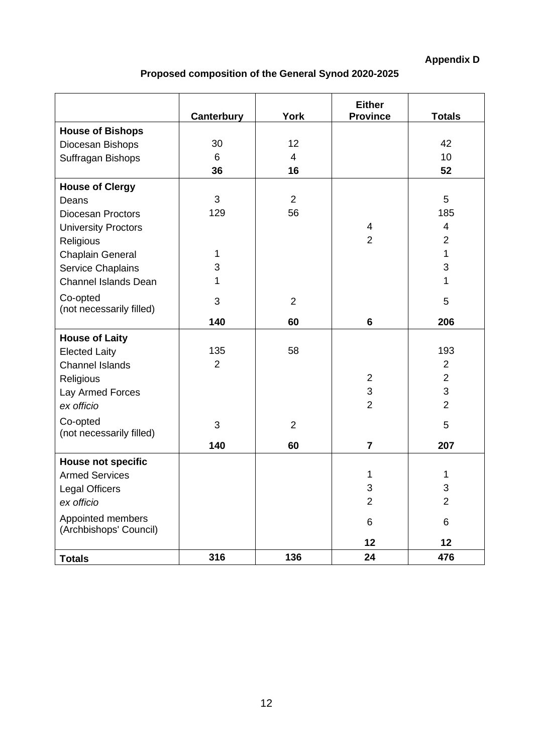**Appendix D**

**Proposed composition of the General Synod 2020-2025**

| | Canterbury | York | Either Province | Totals |
|---|---|---|---|---|
| **House of Bishops** | | | | |
| Diocesan Bishops | 30 | 12 | | 42 |
| Suffragan Bishops | 6 | 4 | | 10 |
| | **36** | **16** | | **52** |
| **House of Clergy** | | | | |
| Deans | 3 | 2 | | 5 |
| Diocesan Proctors | 129 | 56 | | 185 |
| University Proctors | | | 4 | 4 |
| Religious | | | 2 | 2 |
| Chaplain General | 1 | | | 1 |
| Service Chaplains | 3 | | | 3 |
| Channel Islands Dean | 1 | | | 1 |
| Co-opted (not necessarily filled) | 3 | 2 | | 5 |
| | **140** | **60** | **6** | **206** |
| **House of Laity** | | | | |
| Elected Laity | 135 | 58 | | 193 |
| Channel Islands | 2 | | | 2 |
| Religious | | | 2 | 2 |
| Lay Armed Forces | | | 3 | 3 |
| *ex officio* | | | 2 | 2 |
| Co-opted (not necessarily filled) | 3 | 2 | | 5 |
| | **140** | **60** | **7** | **207** |
| **House not specific** | | | | |
| Armed Services | | | 1 | 1 |
| Legal Officers | | | 3 | 3 |
| *ex officio* | | | 2 | 2 |
| Appointed members (Archbishops' Council) | | | 6 | 6 |
| | | | **12** | **12** |
| **Totals** | **316** | **136** | **24** | **476** |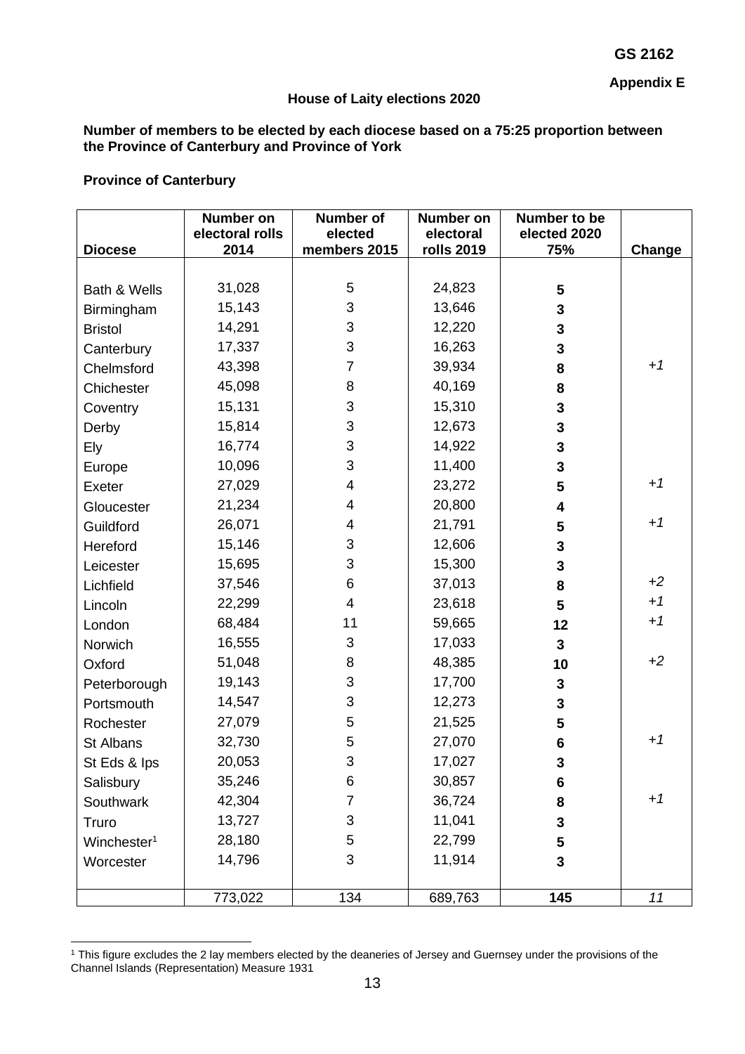**GS 2162**

**Appendix E**

## House of Laity elections 2020

**Number of members to be elected by each diocese based on a 75:25 proportion between the Province of Canterbury and Province of York**

**Province of Canterbury**

| Diocese | Number on electoral rolls 2014 | Number of elected members 2015 | Number on electoral rolls 2019 | Number to be elected 2020 75% | Change |
|---|---|---|---|---|---|
| Bath & Wells | 31,028 | 5 | 24,823 | **5** | |
| Birmingham | 15,143 | 3 | 13,646 | **3** | |
| Bristol | 14,291 | 3 | 12,220 | **3** | |
| Canterbury | 17,337 | 3 | 16,263 | **3** | |
| Chelmsford | 43,398 | 7 | 39,934 | **8** | *+1* |
| Chichester | 45,098 | 8 | 40,169 | **8** | |
| Coventry | 15,131 | 3 | 15,310 | **3** | |
| Derby | 15,814 | 3 | 12,673 | **3** | |
| Ely | 16,774 | 3 | 14,922 | **3** | |
| Europe | 10,096 | 3 | 11,400 | **3** | |
| Exeter | 27,029 | 4 | 23,272 | **5** | *+1* |
| Gloucester | 21,234 | 4 | 20,800 | **4** | |
| Guildford | 26,071 | 4 | 21,791 | **5** | *+1* |
| Hereford | 15,146 | 3 | 12,606 | **3** | |
| Leicester | 15,695 | 3 | 15,300 | **3** | |
| Lichfield | 37,546 | 6 | 37,013 | **8** | *+2* |
| Lincoln | 22,299 | 4 | 23,618 | **5** | *+1* |
| London | 68,484 | 11 | 59,665 | **12** | *+1* |
| Norwich | 16,555 | 3 | 17,033 | **3** | |
| Oxford | 51,048 | 8 | 48,385 | **10** | *+2* |
| Peterborough | 19,143 | 3 | 17,700 | **3** | |
| Portsmouth | 14,547 | 3 | 12,273 | **3** | |
| Rochester | 27,079 | 5 | 21,525 | **5** | |
| St Albans | 32,730 | 5 | 27,070 | **6** | *+1* |
| St Eds & Ips | 20,053 | 3 | 17,027 | **3** | |
| Salisbury | 35,246 | 6 | 30,857 | **6** | |
| Southwark | 42,304 | 7 | 36,724 | **8** | *+1* |
| Truro | 13,727 | 3 | 11,041 | **3** | |
| Winchester[1] | 28,180 | 5 | 22,799 | **5** | |
| Worcester | 14,796 | 3 | 11,914 | **3** | |
| | 773,022 | 134 | 689,763 | **145** | *11* |

[1] This figure excludes the 2 lay members elected by the deaneries of Jersey and Guernsey under the provisions of the Channel Islands (Representation) Measure 1931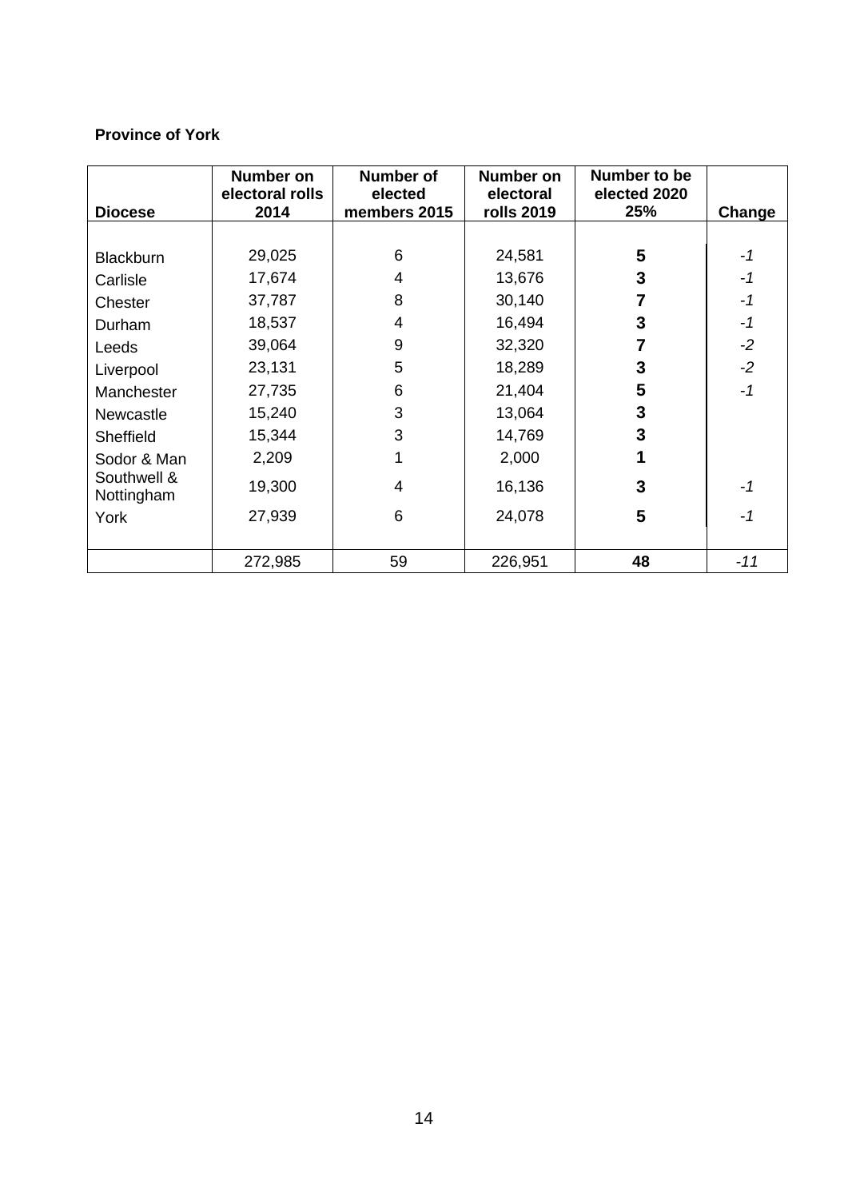**Province of York**

| Diocese | Number on electoral rolls 2014 | Number of elected members 2015 | Number on electoral rolls 2019 | Number to be elected 2020 25% | Change |
|---|---|---|---|---|---|
| Blackburn | 29,025 | 6 | 24,581 | **5** | *-1* |
| Carlisle | 17,674 | 4 | 13,676 | **3** | *-1* |
| Chester | 37,787 | 8 | 30,140 | **7** | *-1* |
| Durham | 18,537 | 4 | 16,494 | **3** | *-1* |
| Leeds | 39,064 | 9 | 32,320 | **7** | *-2* |
| Liverpool | 23,131 | 5 | 18,289 | **3** | *-2* |
| Manchester | 27,735 | 6 | 21,404 | **5** | *-1* |
| Newcastle | 15,240 | 3 | 13,064 | **3** | |
| Sheffield | 15,344 | 3 | 14,769 | **3** | |
| Sodor & Man | 2,209 | 1 | 2,000 | **1** | |
| Southwell & Nottingham | 19,300 | 4 | 16,136 | **3** | *-1* |
| York | 27,939 | 6 | 24,078 | **5** | *-1* |
| | 272,985 | 59 | 226,951 | **48** | *-11* |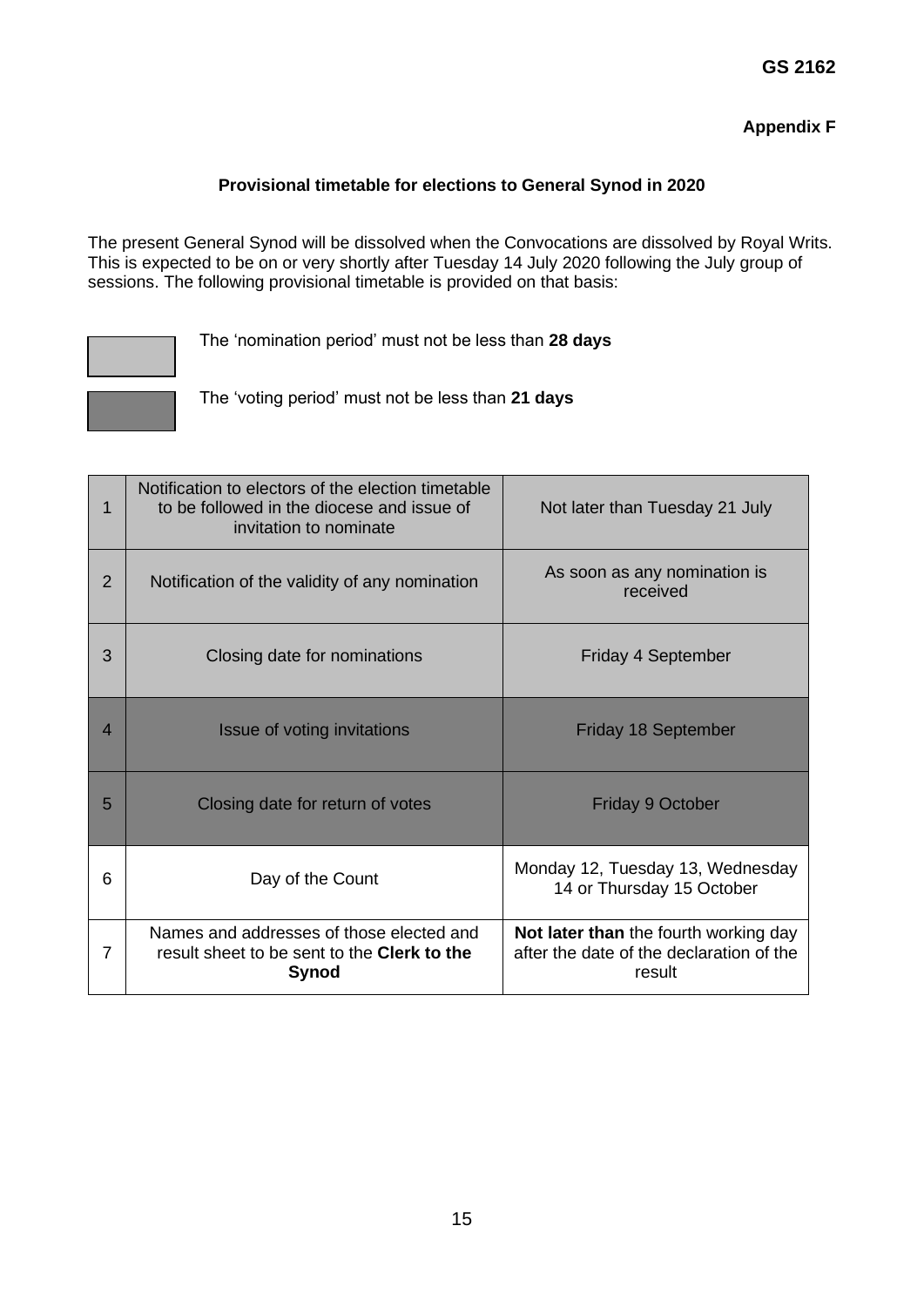**GS 2162**

**Appendix F**

## Provisional timetable for elections to General Synod in 2020

The present General Synod will be dissolved when the Convocations are dissolved by Royal Writs. This is expected to be on or very shortly after Tuesday 14 July 2020 following the July group of sessions. The following provisional timetable is provided on that basis:

The 'nomination period' must not be less than **28 days**

The 'voting period' must not be less than **21 days**

| | | |
|---|---|---|
| 1 | Notification to electors of the election timetable to be followed in the diocese and issue of invitation to nominate | Not later than Tuesday 21 July |
| 2 | Notification of the validity of any nomination | As soon as any nomination is received |
| 3 | Closing date for nominations | Friday 4 September |
| 4 | Issue of voting invitations | Friday 18 September |
| 5 | Closing date for return of votes | Friday 9 October |
| 6 | Day of the Count | Monday 12, Tuesday 13, Wednesday 14 or Thursday 15 October |
| 7 | Names and addresses of those elected and result sheet to be sent to the **Clerk to the Synod** | **Not later than** the fourth working day after the date of the declaration of the result |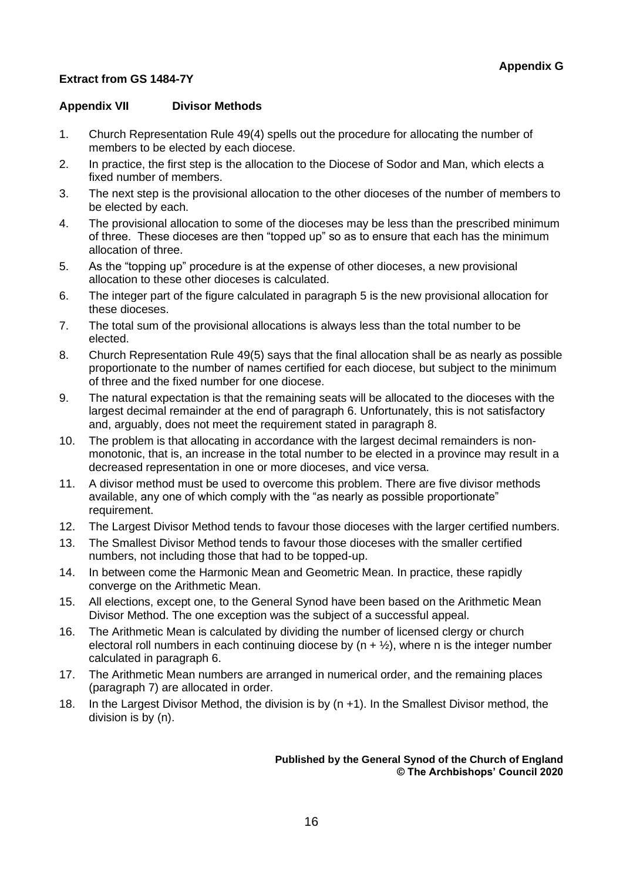**Appendix G**

**Extract from GS 1484-7Y**

## Appendix VII Divisor Methods

1. Church Representation Rule 49(4) spells out the procedure for allocating the number of members to be elected by each diocese.
2. In practice, the first step is the allocation to the Diocese of Sodor and Man, which elects a fixed number of members.
3. The next step is the provisional allocation to the other dioceses of the number of members to be elected by each.
4. The provisional allocation to some of the dioceses may be less than the prescribed minimum of three. These dioceses are then "topped up" so as to ensure that each has the minimum allocation of three.
5. As the "topping up" procedure is at the expense of other dioceses, a new provisional allocation to these other dioceses is calculated.
6. The integer part of the figure calculated in paragraph 5 is the new provisional allocation for these dioceses.
7. The total sum of the provisional allocations is always less than the total number to be elected.
8. Church Representation Rule 49(5) says that the final allocation shall be as nearly as possible proportionate to the number of names certified for each diocese, but subject to the minimum of three and the fixed number for one diocese.
9. The natural expectation is that the remaining seats will be allocated to the dioceses with the largest decimal remainder at the end of paragraph 6. Unfortunately, this is not satisfactory and, arguably, does not meet the requirement stated in paragraph 8.
10. The problem is that allocating in accordance with the largest decimal remainders is non-monotonic, that is, an increase in the total number to be elected in a province may result in a decreased representation in one or more dioceses, and vice versa.
11. A divisor method must be used to overcome this problem. There are five divisor methods available, any one of which comply with the "as nearly as possible proportionate" requirement.
12. The Largest Divisor Method tends to favour those dioceses with the larger certified numbers.
13. The Smallest Divisor Method tends to favour those dioceses with the smaller certified numbers, not including those that had to be topped-up.
14. In between come the Harmonic Mean and Geometric Mean. In practice, these rapidly converge on the Arithmetic Mean.
15. All elections, except one, to the General Synod have been based on the Arithmetic Mean Divisor Method. The one exception was the subject of a successful appeal.
16. The Arithmetic Mean is calculated by dividing the number of licensed clergy or church electoral roll numbers in each continuing diocese by $(n + ½)$, where n is the integer number calculated in paragraph 6.
17. The Arithmetic Mean numbers are arranged in numerical order, and the remaining places (paragraph 7) are allocated in order.
18. In the Largest Divisor Method, the division is by $(n + 1)$. In the Smallest Divisor method, the division is by $(n)$.

**Published by the General Synod of the Church of England**
**© The Archbishops' Council 2020**